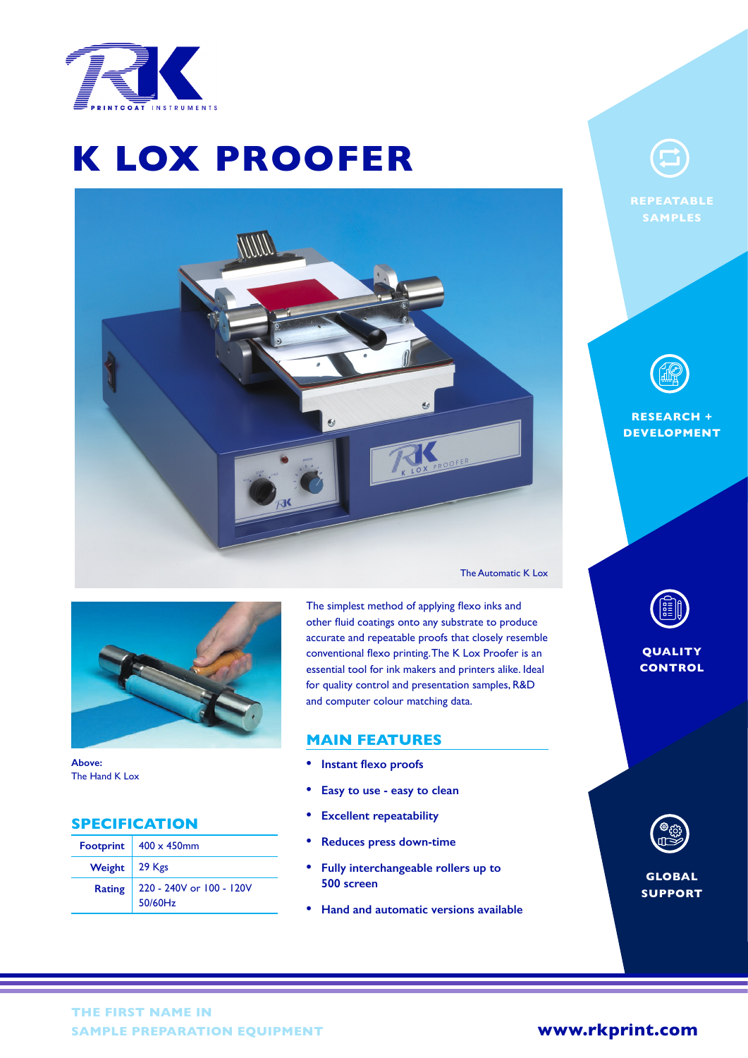# K LOX PROOFER

The Automatic K Lox

Above:
The Hand K Lox

The simplest method of applying flexo inks and other fluid coatings onto any substrate to produce accurate and repeatable proofs that closely resemble conventional flexo printing. The K Lox Proofer is an essential tool for ink makers and printers alike. Ideal for quality control and presentation samples, R&D and computer colour matching data.

## MAIN FEATURES

- Instant flexo proofs
- Easy to use - easy to clean
- Excellent repeatability
- Reduces press down-time
- Fully interchangeable rollers up to 500 screen
- Hand and automatic versions available

## SPECIFICATION

| | |
|---|---|
| Footprint | 400 x 450mm |
| Weight | 29 Kgs |
| Rating | 220 - 240V or 100 - 120V 50/60Hz |

REPEATABLE SAMPLES

RESEARCH + DEVELOPMENT

QUALITY CONTROL

GLOBAL SUPPORT

THE FIRST NAME IN SAMPLE PREPARATION EQUIPMENT

www.rkprint.com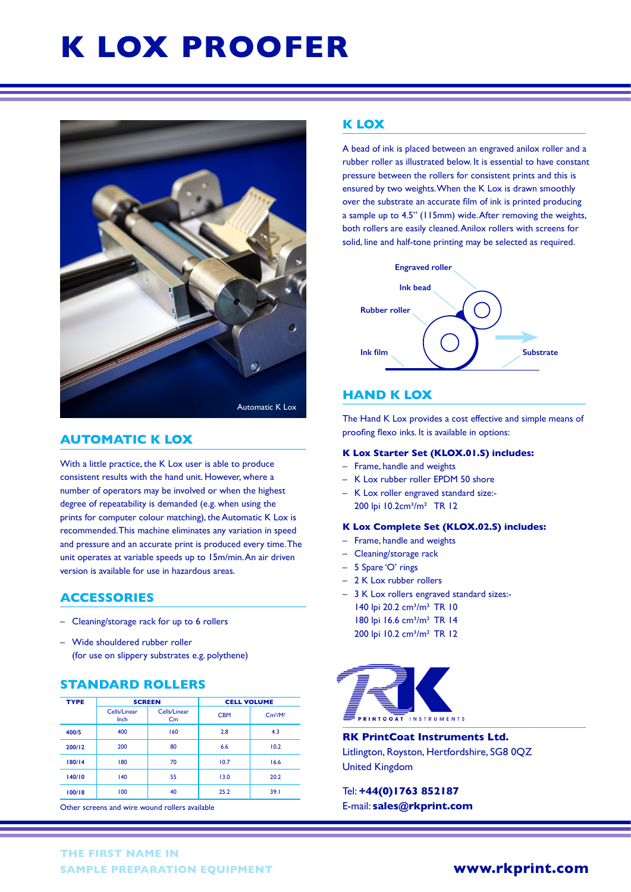# K LOX PROOFER

Automatic K Lox

## AUTOMATIC K LOX

With a little practice, the K Lox user is able to produce consistent results with the hand unit. However, where a number of operators may be involved or when the highest degree of repeatability is demanded (e.g. when using the prints for computer colour matching), the Automatic K Lox is recommended. This machine eliminates any variation in speed and pressure and an accurate print is produced every time. The unit operates at variable speeds up to 15m/min. An air driven version is available for use in hazardous areas.

## ACCESSORIES

- Cleaning/storage rack for up to 6 rollers
- Wide shouldered rubber roller (for use on slippery substrates e.g. polythene)

## STANDARD ROLLERS

| TYPE | SCREEN | | CELL VOLUME | |
|---|---|---|---|---|
| | Cells/Linear Inch | Cells/Linear Cm | CBM | $Cm^3/M^2$ |
| 400/5 | 400 | 160 | 2.8 | 4.3 |
| 200/12 | 200 | 80 | 6.6 | 10.2 |
| 180/14 | 180 | 70 | 10.7 | 16.6 |
| 140/10 | 140 | 55 | 13.0 | 20.2 |
| 100/18 | 100 | 40 | 25.2 | 39.1 |

Other screens and wire wound rollers available

## K LOX

A bead of ink is placed between an engraved anilox roller and a rubber roller as illustrated below. It is essential to have constant pressure between the rollers for consistent prints and this is ensured by two weights. When the K Lox is drawn smoothly over the substrate an accurate film of ink is printed producing a sample up to 4.5" (115mm) wide. After removing the weights, both rollers are easily cleaned. Anilox rollers with screens for solid, line and half-tone printing may be selected as required.

Engraved roller
Ink bead
Rubber roller
Ink film
Substrate

## HAND K LOX

The Hand K Lox provides a cost effective and simple means of proofing flexo inks. It is available in options:

### K Lox Starter Set (KLOX.01.S) includes:

- Frame, handle and weights
- K Lox rubber roller EPDM 50 shore
- K Lox roller engraved standard size:-
  200 lpi 10.2cm³/m²  TR 12

### K Lox Complete Set (KLOX.02.S) includes:

- Frame, handle and weights
- Cleaning/storage rack
- 5 Spare 'O' rings
- 2 K Lox rubber rollers
- 3 K Lox rollers engraved standard sizes:-
  140 lpi 20.2 cm³/m²  TR 10
  180 lpi 16.6 cm³/m²  TR 14
  200 lpi 10.2 cm³/m²  TR 12

RK PRINTCOAT INSTRUMENTS

**RK PrintCoat Instruments Ltd.**
Litlington, Royston, Hertfordshire, SG8 0QZ
United Kingdom

Tel: **+44(0)1763 852187**
E-mail: **sales@rkprint.com**

THE FIRST NAME IN SAMPLE PREPARATION EQUIPMENT

**www.rkprint.com**